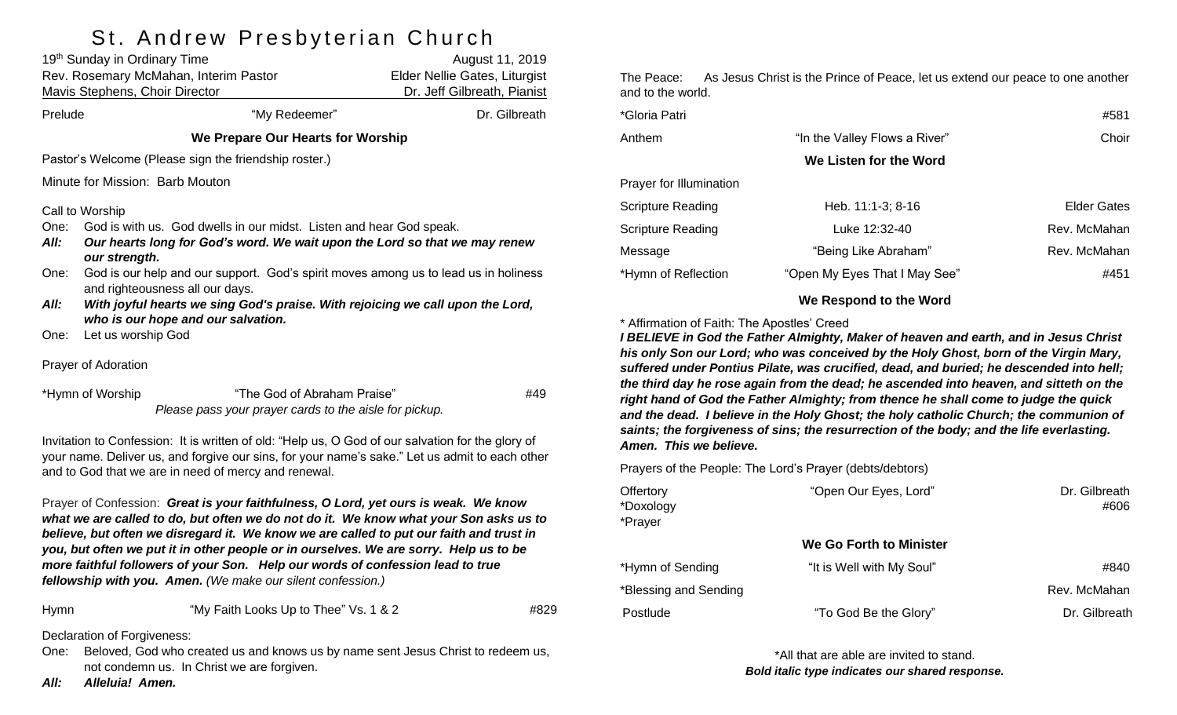# St. Andrew Presbyterian Church

19th Sunday in Ordinary Time — August 11, 2019
Rev. Rosemary McMahan, Interim Pastor — Elder Nellie Gates, Liturgist
Mavis Stephens, Choir Director — Dr. Jeff Gilbreath, Pianist

Prelude — "My Redeemer" — Dr. Gilbreath

## We Prepare Our Hearts for Worship

Pastor's Welcome (Please sign the friendship roster.)

Minute for Mission: Barb Mouton

Call to Worship

One: God is with us. God dwells in our midst. Listen and hear God speak.
***All: Our hearts long for God's word. We wait upon the Lord so that we may renew our strength.***
One: God is our help and our support. God's spirit moves among us to lead us in holiness and righteousness all our days.
***All: With joyful hearts we sing God's praise. With rejoicing we call upon the Lord, who is our hope and our salvation.***
One: Let us worship God

Prayer of Adoration

*Hymn of Worship — "The God of Abraham Praise" — #49
*Please pass your prayer cards to the aisle for pickup.*

Invitation to Confession: It is written of old: "Help us, O God of our salvation for the glory of your name. Deliver us, and forgive our sins, for your name's sake." Let us admit to each other and to God that we are in need of mercy and renewal.

Prayer of Confession: ***Great is your faithfulness, O Lord, yet ours is weak. We know what we are called to do, but often we do not do it. We know what your Son asks us to believe, but often we disregard it. We know we are called to put our faith and trust in you, but often we put it in other people or in ourselves. We are sorry. Help us to be more faithful followers of your Son. Help our words of confession lead to true fellowship with you. Amen.*** *(We make our silent confession.)*

Hymn — "My Faith Looks Up to Thee" Vs. 1 & 2 — #829

Declaration of Forgiveness:
One: Beloved, God who created us and knows us by name sent Jesus Christ to redeem us, not condemn us. In Christ we are forgiven.
***All: Alleluia! Amen.***

The Peace: As Jesus Christ is the Prince of Peace, let us extend our peace to one another and to the world.

*Gloria Patri — #581

Anthem — "In the Valley Flows a River" — Choir

## We Listen for the Word

Prayer for Illumination

Scripture Reading — Heb. 11:1-3; 8-16 — Elder Gates

Scripture Reading — Luke 12:32-40 — Rev. McMahan

Message — "Being Like Abraham" — Rev. McMahan

*Hymn of Reflection — "Open My Eyes That I May See" — #451

## We Respond to the Word

* Affirmation of Faith: The Apostles' Creed
***I BELIEVE in God the Father Almighty, Maker of heaven and earth, and in Jesus Christ his only Son our Lord; who was conceived by the Holy Ghost, born of the Virgin Mary, suffered under Pontius Pilate, was crucified, dead, and buried; he descended into hell; the third day he rose again from the dead; he ascended into heaven, and sitteth on the right hand of God the Father Almighty; from thence he shall come to judge the quick and the dead. I believe in the Holy Ghost; the holy catholic Church; the communion of saints; the forgiveness of sins; the resurrection of the body; and the life everlasting. Amen. This we believe.***

Prayers of the People: The Lord's Prayer (debts/debtors)

Offertory — "Open Our Eyes, Lord" — Dr. Gilbreath
*Doxology — #606
*Prayer

## We Go Forth to Minister

*Hymn of Sending — "It is Well with My Soul" — #840

*Blessing and Sending — Rev. McMahan

Postlude — "To God Be the Glory" — Dr. Gilbreath

*All that are able are invited to stand.
***Bold italic type indicates our shared response.***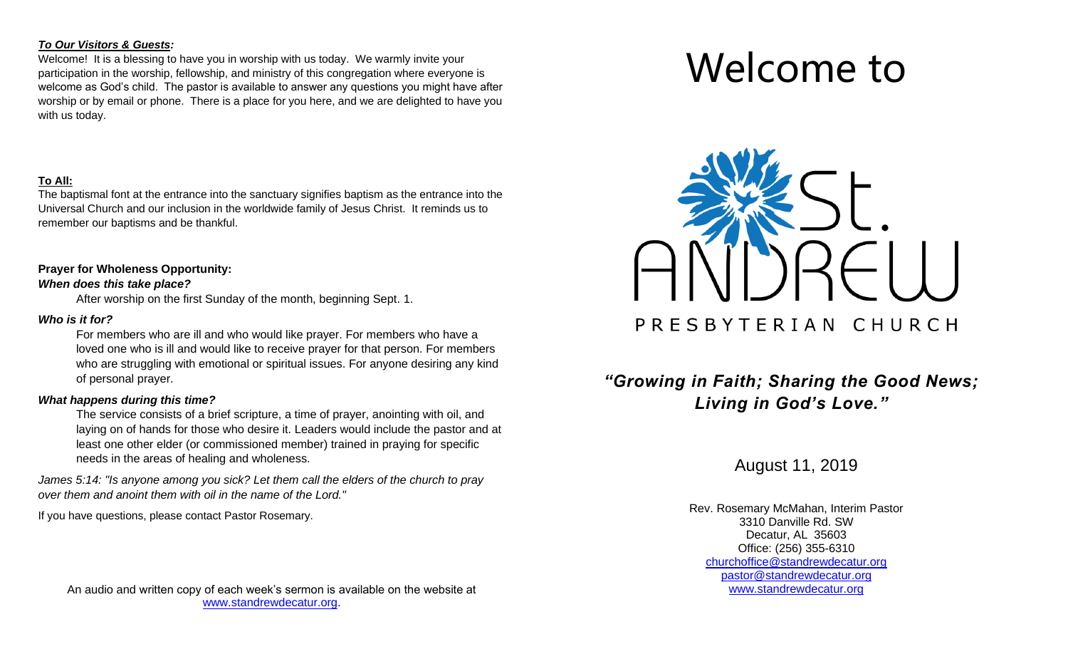***To Our Visitors & Guests:***

Welcome! It is a blessing to have you in worship with us today. We warmly invite your participation in the worship, fellowship, and ministry of this congregation where everyone is welcome as God's child. The pastor is available to answer any questions you might have after worship or by email or phone. There is a place for you here, and we are delighted to have you with us today.

**To All:**

The baptismal font at the entrance into the sanctuary signifies baptism as the entrance into the Universal Church and our inclusion in the worldwide family of Jesus Christ. It reminds us to remember our baptisms and be thankful.

**Prayer for Wholeness Opportunity:**

***When does this take place?***

After worship on the first Sunday of the month, beginning Sept. 1.

***Who is it for?***

For members who are ill and who would like prayer. For members who have a loved one who is ill and would like to receive prayer for that person. For members who are struggling with emotional or spiritual issues. For anyone desiring any kind of personal prayer.

***What happens during this time?***

The service consists of a brief scripture, a time of prayer, anointing with oil, and laying on of hands for those who desire it. Leaders would include the pastor and at least one other elder (or commissioned member) trained in praying for specific needs in the areas of healing and wholeness.

*James 5:14: "Is anyone among you sick? Let them call the elders of the church to pray over them and anoint them with oil in the name of the Lord."*

If you have questions, please contact Pastor Rosemary.

An audio and written copy of each week's sermon is available on the website at www.standrewdecatur.org.

# Welcome to

St. ANDREW

PRESBYTERIAN CHURCH

## *"Growing in Faith; Sharing the Good News; Living in God's Love."*

August 11, 2019

Rev. Rosemary McMahan, Interim Pastor
3310 Danville Rd. SW
Decatur, AL 35603
Office: (256) 355-6310
churchoffice@standrewdecatur.org
pastor@standrewdecatur.org
www.standrewdecatur.org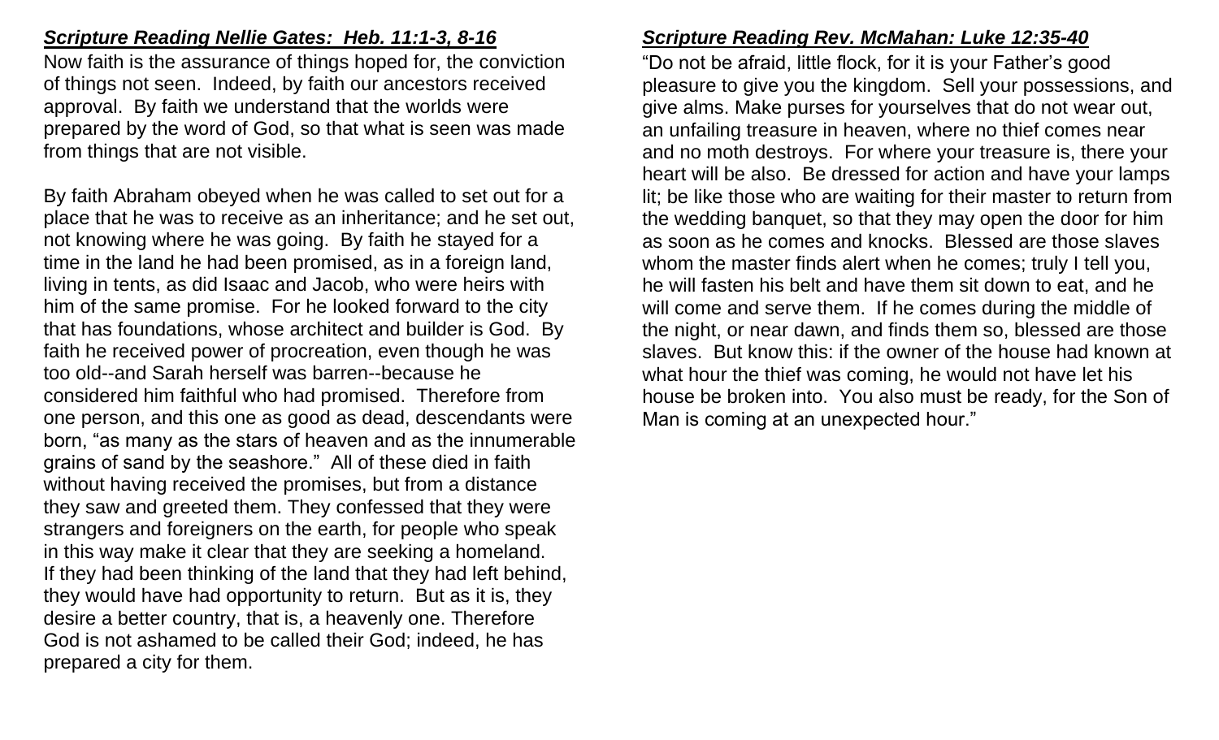***Scripture Reading Nellie Gates: Heb. 11:1-3, 8-16***

Now faith is the assurance of things hoped for, the conviction of things not seen. Indeed, by faith our ancestors received approval. By faith we understand that the worlds were prepared by the word of God, so that what is seen was made from things that are not visible.

By faith Abraham obeyed when he was called to set out for a place that he was to receive as an inheritance; and he set out, not knowing where he was going. By faith he stayed for a time in the land he had been promised, as in a foreign land, living in tents, as did Isaac and Jacob, who were heirs with him of the same promise. For he looked forward to the city that has foundations, whose architect and builder is God. By faith he received power of procreation, even though he was too old--and Sarah herself was barren--because he considered him faithful who had promised. Therefore from one person, and this one as good as dead, descendants were born, "as many as the stars of heaven and as the innumerable grains of sand by the seashore." All of these died in faith without having received the promises, but from a distance they saw and greeted them. They confessed that they were strangers and foreigners on the earth, for people who speak in this way make it clear that they are seeking a homeland. If they had been thinking of the land that they had left behind, they would have had opportunity to return. But as it is, they desire a better country, that is, a heavenly one. Therefore God is not ashamed to be called their God; indeed, he has prepared a city for them.

***Scripture Reading Rev. McMahan: Luke 12:35-40***

"Do not be afraid, little flock, for it is your Father's good pleasure to give you the kingdom. Sell your possessions, and give alms. Make purses for yourselves that do not wear out, an unfailing treasure in heaven, where no thief comes near and no moth destroys. For where your treasure is, there your heart will be also. Be dressed for action and have your lamps lit; be like those who are waiting for their master to return from the wedding banquet, so that they may open the door for him as soon as he comes and knocks. Blessed are those slaves whom the master finds alert when he comes; truly I tell you, he will fasten his belt and have them sit down to eat, and he will come and serve them. If he comes during the middle of the night, or near dawn, and finds them so, blessed are those slaves. But know this: if the owner of the house had known at what hour the thief was coming, he would not have let his house be broken into. You also must be ready, for the Son of Man is coming at an unexpected hour."